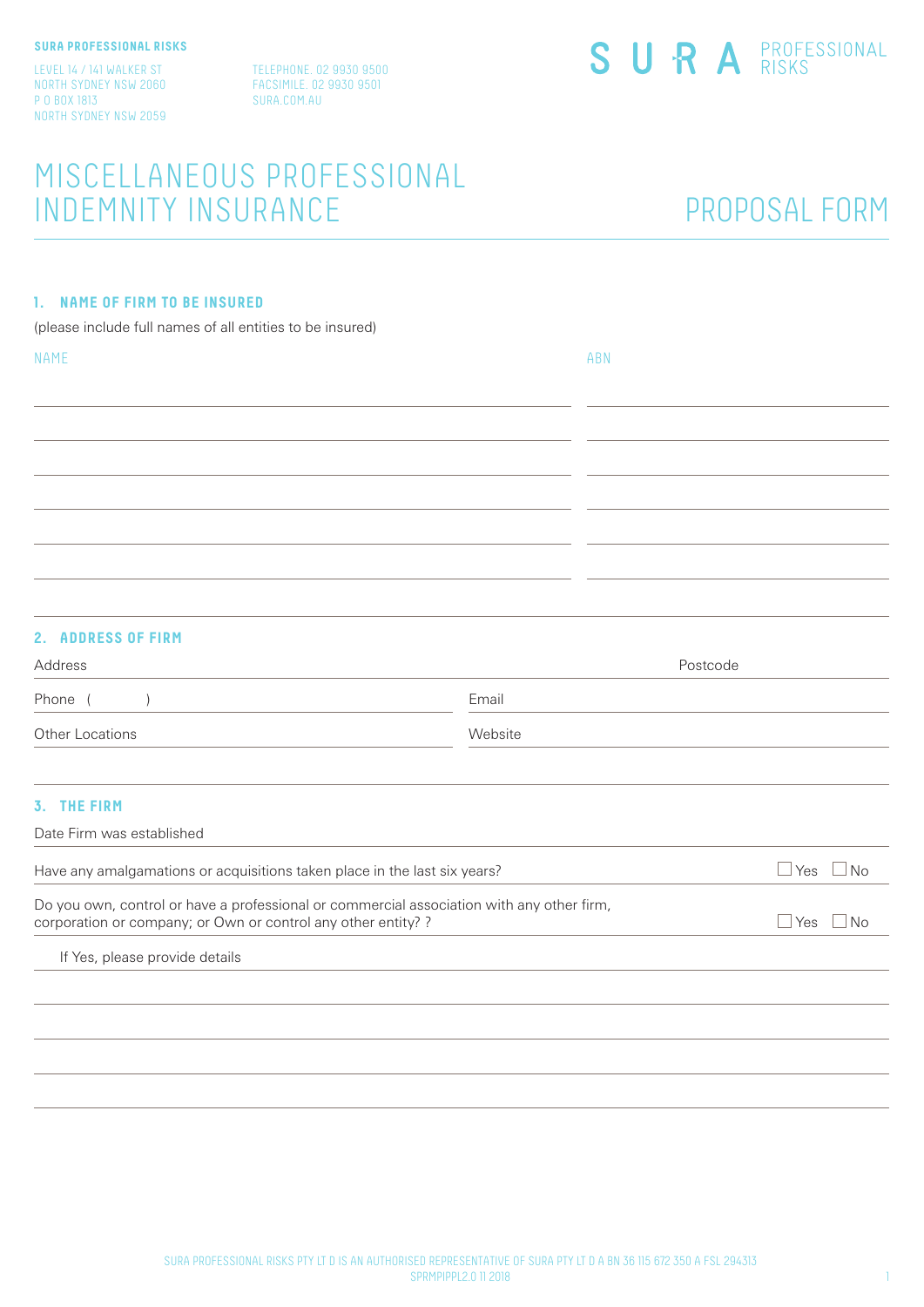**SURA PROFESSIONAL RISKS**

LEVEL 14 / 141 WALKER ST
NORTH SYDNEY NSW 2060
P O BOX 1813
NORTH SYDNEY NSW 2059

TELEPHONE. 02 9930 9500
FACSIMILE. 02 9930 9501
SURA.COM.AU

SURA PROFESSIONAL RISKS

# MISCELLANEOUS PROFESSIONAL INDEMNITY INSURANCE

# PROPOSAL FORM

## 1. NAME OF FIRM TO BE INSURED

(please include full names of all entities to be insured)

| NAME | ABN |
|---|---|
| | |
| | |
| | |
| | |
| | |
| | |

## 2. ADDRESS OF FIRM

Address ______________________ Postcode ________

Phone ( ) ______________________ Email ______________________

Other Locations ______________________ Website ______________________

## 3. THE FIRM

Date Firm was established ______________________

Have any amalgamations or acquisitions taken place in the last six years? ☐ Yes ☐ No

Do you own, control or have a professional or commercial association with any other firm, corporation or company; or Own or control any other entity? ? ☐ Yes ☐ No

If Yes, please provide details

______________________

______________________

______________________

______________________

SURA PROFESSIONAL RISKS PTY LT D IS AN AUTHORISED REPRESENTATIVE OF SURA PTY LT D A BN 36 115 672 350 A FSL 294313
SPRMPIPPL2.0 11 2018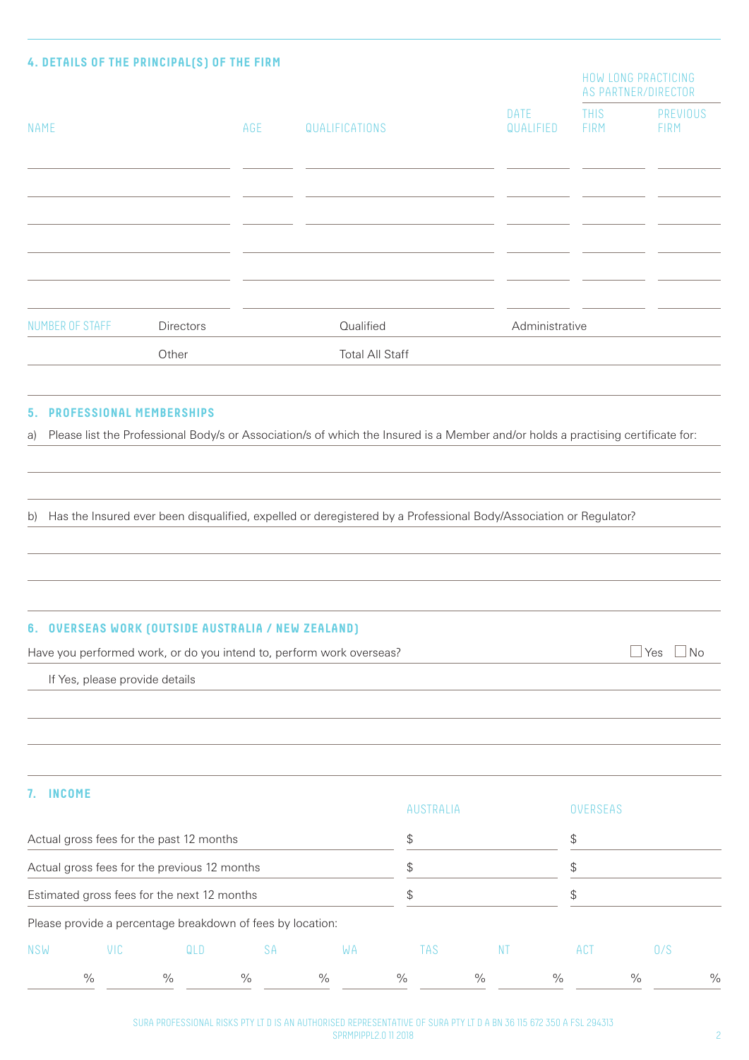## 4. DETAILS OF THE PRINCIPAL(S) OF THE FIRM

| NAME | AGE | QUALIFICATIONS | DATE QUALIFIED | HOW LONG PRACTICING AS PARTNER/DIRECTOR – THIS FIRM | HOW LONG PRACTICING AS PARTNER/DIRECTOR – PREVIOUS FIRM |
|---|---|---|---|---|---|
| | | | | | |
| | | | | | |
| | | | | | |
| | | | | | |
| | | | | | |
| | | | | | |

| NUMBER OF STAFF | Directors | Qualified | Administrative |
|---|---|---|---|
| | Other | Total All Staff | |

## 5. PROFESSIONAL MEMBERSHIPS

a) Please list the Professional Body/s or Association/s of which the Insured is a Member and/or holds a practising certificate for:

b) Has the Insured ever been disqualified, expelled or deregistered by a Professional Body/Association or Regulator?

## 6. OVERSEAS WORK (OUTSIDE AUSTRALIA / NEW ZEALAND)

Have you performed work, or do you intend to, perform work overseas? ☐ Yes ☐ No

If Yes, please provide details

## 7. INCOME

| | AUSTRALIA | OVERSEAS |
|---|---|---|
| Actual gross fees for the past 12 months | $ | $ |
| Actual gross fees for the previous 12 months | $ | $ |
| Estimated gross fees for the next 12 months | $ | $ |

Please provide a percentage breakdown of fees by location:

| NSW | VIC | QLD | SA | WA | TAS | NT | ACT | O/S |
|---|---|---|---|---|---|---|---|---|
| % | % | % | % | % | % | % | % | % |

SURA PROFESSIONAL RISKS PTY LTD IS AN AUTHORISED REPRESENTATIVE OF SURA PTY LTD ABN 36 115 672 350 AFSL 294313
SPRMPIPPL2.0 11 2018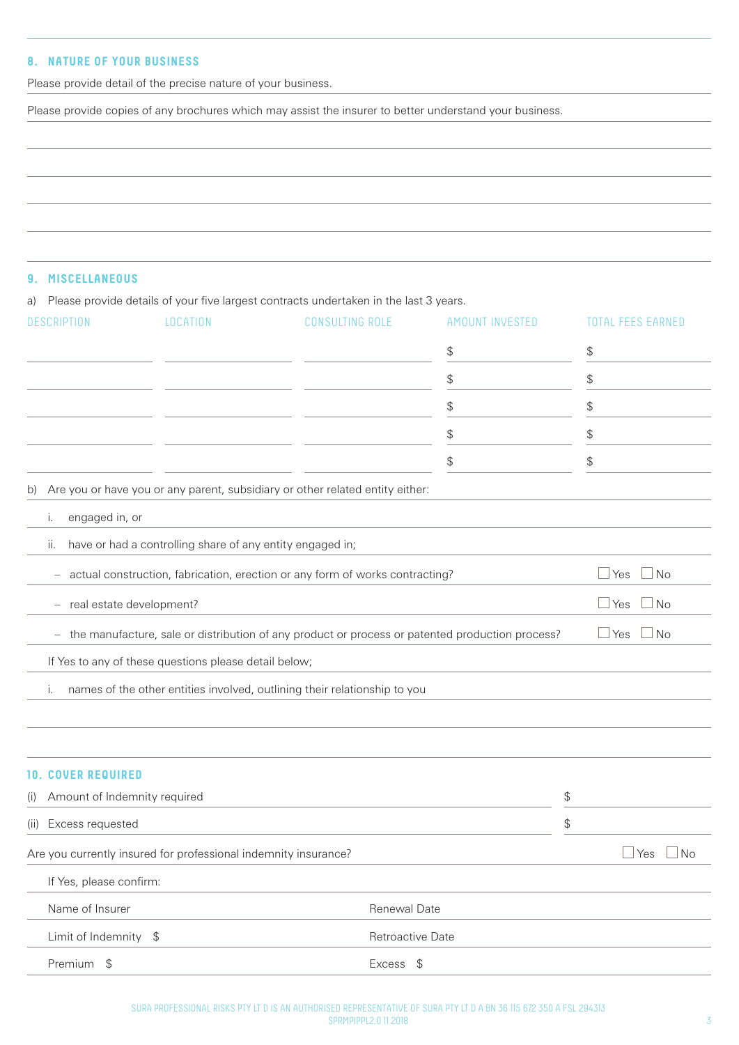## 8. NATURE OF YOUR BUSINESS

Please provide detail of the precise nature of your business.

Please provide copies of any brochures which may assist the insurer to better understand your business.

## 9. MISCELLANEOUS

a) Please provide details of your five largest contracts undertaken in the last 3 years.

| DESCRIPTION | LOCATION | CONSULTING ROLE | AMOUNT INVESTED | TOTAL FEES EARNED |
|---|---|---|---|---|
| | | | $ | $ |
| | | | $ | $ |
| | | | $ | $ |
| | | | $ | $ |
| | | | $ | $ |

b) Are you or have you or any parent, subsidiary or other related entity either:

i. engaged in, or

ii. have or had a controlling share of any entity engaged in;

- actual construction, fabrication, erection or any form of works contracting? ☐ Yes ☐ No
- real estate development? ☐ Yes ☐ No
- the manufacture, sale or distribution of any product or process or patented production process? ☐ Yes ☐ No

If Yes to any of these questions please detail below;

i. names of the other entities involved, outlining their relationship to you

## 10. COVER REQUIRED

(i) Amount of Indemnity required $

(ii) Excess requested $

Are you currently insured for professional indemnity insurance? ☐ Yes ☐ No

If Yes, please confirm:

| | |
|---|---|
| Name of Insurer | Renewal Date |
| Limit of Indemnity $ | Retroactive Date |
| Premium $ | Excess $ |

SURA PROFESSIONAL RISKS PTY LTD IS AN AUTHORISED REPRESENTATIVE OF SURA PTY LTD ABN 36 115 672 350 AFSL 294313
SPRMPIPPL2.0 11 2018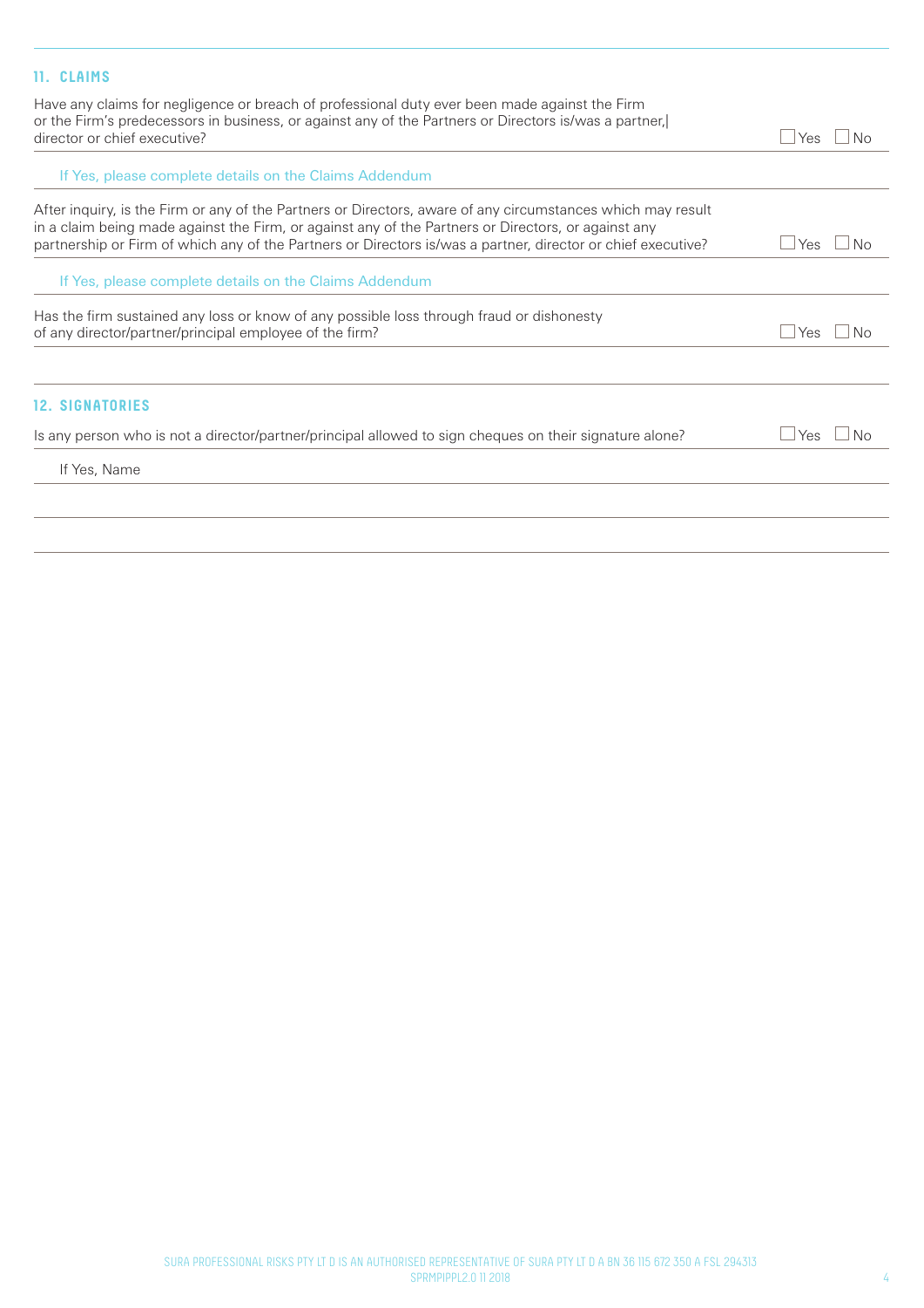## 11. CLAIMS

Have any claims for negligence or breach of professional duty ever been made against the Firm or the Firm's predecessors in business, or against any of the Partners or Directors is/was a partner,| director or chief executive? ☐ Yes ☐ No

If Yes, please complete details on the Claims Addendum

After inquiry, is the Firm or any of the Partners or Directors, aware of any circumstances which may result in a claim being made against the Firm, or against any of the Partners or Directors, or against any partnership or Firm of which any of the Partners or Directors is/was a partner, director or chief executive? ☐ Yes ☐ No

If Yes, please complete details on the Claims Addendum

Has the firm sustained any loss or know of any possible loss through fraud or dishonesty of any director/partner/principal employee of the firm? ☐ Yes ☐ No

## 12. SIGNATORIES

Is any person who is not a director/partner/principal allowed to sign cheques on their signature alone? ☐ Yes ☐ No

If Yes, Name

SURA PROFESSIONAL RISKS PTY LTD IS AN AUTHORISED REPRESENTATIVE OF SURA PTY LTD ABN 36 115 672 350 AFSL 294313
SPRMPIPPL2.0 11 2018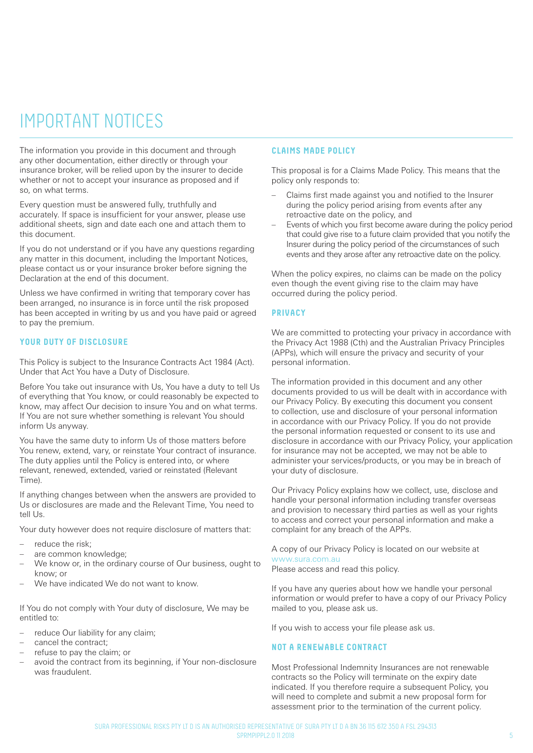# IMPORTANT NOTICES

The information you provide in this document and through any other documentation, either directly or through your insurance broker, will be relied upon by the insurer to decide whether or not to accept your insurance as proposed and if so, on what terms.

Every question must be answered fully, truthfully and accurately. If space is insufficient for your answer, please use additional sheets, sign and date each one and attach them to this document.

If you do not understand or if you have any questions regarding any matter in this document, including the Important Notices, please contact us or your insurance broker before signing the Declaration at the end of this document.

Unless we have confirmed in writing that temporary cover has been arranged, no insurance is in force until the risk proposed has been accepted in writing by us and you have paid or agreed to pay the premium.

## YOUR DUTY OF DISCLOSURE

This Policy is subject to the Insurance Contracts Act 1984 (Act). Under that Act You have a Duty of Disclosure.

Before You take out insurance with Us, You have a duty to tell Us of everything that You know, or could reasonably be expected to know, may affect Our decision to insure You and on what terms. If You are not sure whether something is relevant You should inform Us anyway.

You have the same duty to inform Us of those matters before You renew, extend, vary, or reinstate Your contract of insurance. The duty applies until the Policy is entered into, or where relevant, renewed, extended, varied or reinstated (Relevant Time).

If anything changes between when the answers are provided to Us or disclosures are made and the Relevant Time, You need to tell Us.

Your duty however does not require disclosure of matters that:

- reduce the risk;
- are common knowledge;
- We know or, in the ordinary course of Our business, ought to know; or
- We have indicated We do not want to know.

If You do not comply with Your duty of disclosure, We may be entitled to:

- reduce Our liability for any claim;
- cancel the contract;
- refuse to pay the claim; or
- avoid the contract from its beginning, if Your non-disclosure was fraudulent.

## CLAIMS MADE POLICY

This proposal is for a Claims Made Policy. This means that the policy only responds to:

- Claims first made against you and notified to the Insurer during the policy period arising from events after any retroactive date on the policy, and
- Events of which you first become aware during the policy period that could give rise to a future claim provided that you notify the Insurer during the policy period of the circumstances of such events and they arose after any retroactive date on the policy.

When the policy expires, no claims can be made on the policy even though the event giving rise to the claim may have occurred during the policy period.

## PRIVACY

We are committed to protecting your privacy in accordance with the Privacy Act 1988 (Cth) and the Australian Privacy Principles (APPs), which will ensure the privacy and security of your personal information.

The information provided in this document and any other documents provided to us will be dealt with in accordance with our Privacy Policy. By executing this document you consent to collection, use and disclosure of your personal information in accordance with our Privacy Policy. If you do not provide the personal information requested or consent to its use and disclosure in accordance with our Privacy Policy, your application for insurance may not be accepted, we may not be able to administer your services/products, or you may be in breach of your duty of disclosure.

Our Privacy Policy explains how we collect, use, disclose and handle your personal information including transfer overseas and provision to necessary third parties as well as your rights to access and correct your personal information and make a complaint for any breach of the APPs.

A copy of our Privacy Policy is located on our website at www.sura.com.au
Please access and read this policy.

If you have any queries about how we handle your personal information or would prefer to have a copy of our Privacy Policy mailed to you, please ask us.

If you wish to access your file please ask us.

## NOT A RENEWABLE CONTRACT

Most Professional Indemnity Insurances are not renewable contracts so the Policy will terminate on the expiry date indicated. If you therefore require a subsequent Policy, you will need to complete and submit a new proposal form for assessment prior to the termination of the current policy.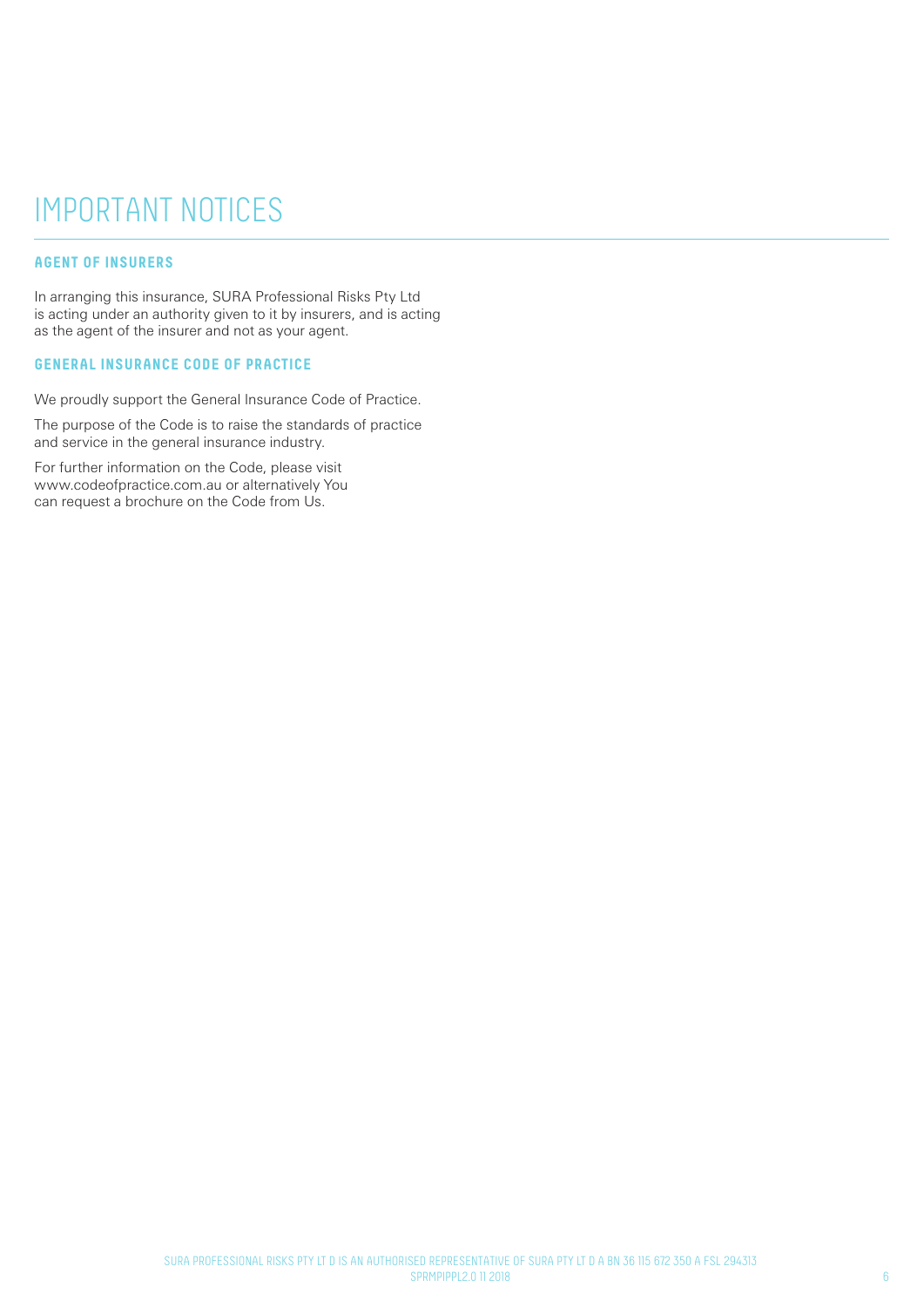# IMPORTANT NOTICES

## AGENT OF INSURERS

In arranging this insurance, SURA Professional Risks Pty Ltd is acting under an authority given to it by insurers, and is acting as the agent of the insurer and not as your agent.

## GENERAL INSURANCE CODE OF PRACTICE

We proudly support the General Insurance Code of Practice.

The purpose of the Code is to raise the standards of practice and service in the general insurance industry.

For further information on the Code, please visit www.codeofpractice.com.au or alternatively You can request a brochure on the Code from Us.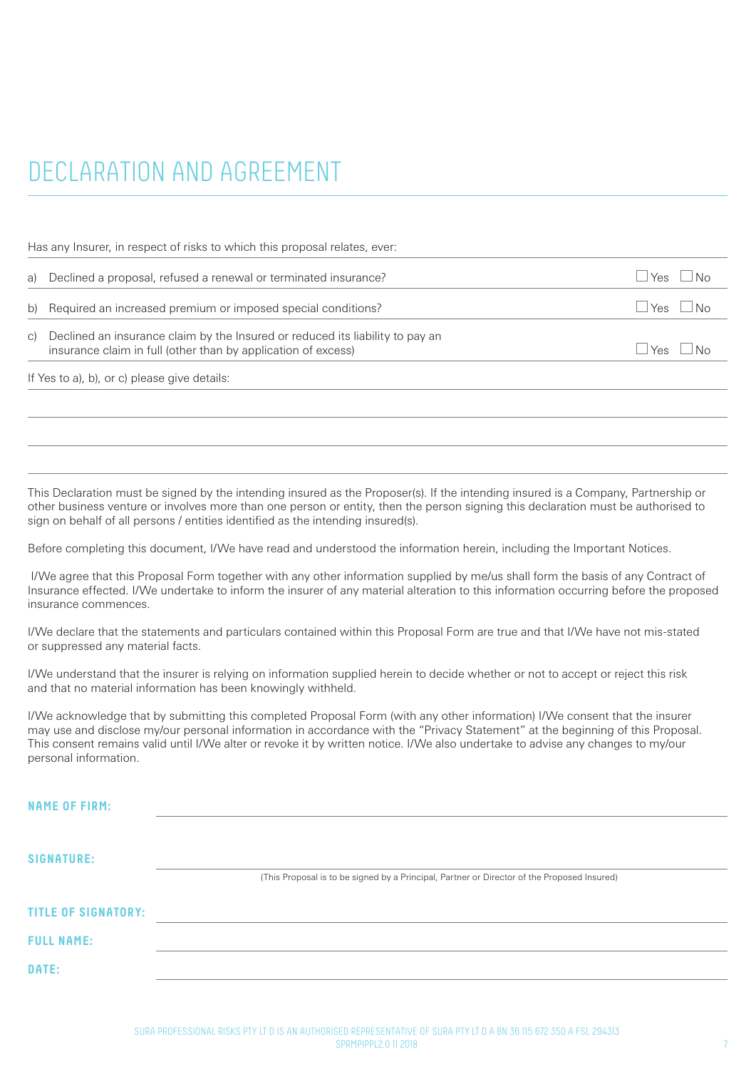# DECLARATION AND AGREEMENT

Has any Insurer, in respect of risks to which this proposal relates, ever:

| | | |
|---|---|---|
| a) | Declined a proposal, refused a renewal or terminated insurance? | ☐ Yes ☐ No |
| b) | Required an increased premium or imposed special conditions? | ☐ Yes ☐ No |
| c) | Declined an insurance claim by the Insured or reduced its liability to pay an insurance claim in full (other than by application of excess) | ☐ Yes ☐ No |

If Yes to a), b), or c) please give details:

\_\_\_\_\_\_\_\_\_\_\_\_\_\_\_\_\_\_\_\_\_\_\_\_\_\_\_\_\_\_\_\_\_\_\_\_\_\_\_\_

\_\_\_\_\_\_\_\_\_\_\_\_\_\_\_\_\_\_\_\_\_\_\_\_\_\_\_\_\_\_\_\_\_\_\_\_\_\_\_\_

\_\_\_\_\_\_\_\_\_\_\_\_\_\_\_\_\_\_\_\_\_\_\_\_\_\_\_\_\_\_\_\_\_\_\_\_\_\_\_\_

This Declaration must be signed by the intending insured as the Proposer(s). If the intending insured is a Company, Partnership or other business venture or involves more than one person or entity, then the person signing this declaration must be authorised to sign on behalf of all persons / entities identified as the intending insured(s).

Before completing this document, I/We have read and understood the information herein, including the Important Notices.

I/We agree that this Proposal Form together with any other information supplied by me/us shall form the basis of any Contract of Insurance effected. I/We undertake to inform the insurer of any material alteration to this information occurring before the proposed insurance commences.

I/We declare that the statements and particulars contained within this Proposal Form are true and that I/We have not mis-stated or suppressed any material facts.

I/We understand that the insurer is relying on information supplied herein to decide whether or not to accept or reject this risk and that no material information has been knowingly withheld.

I/We acknowledge that by submitting this completed Proposal Form (with any other information) I/We consent that the insurer may use and disclose my/our personal information in accordance with the "Privacy Statement" at the beginning of this Proposal. This consent remains valid until I/We alter or revoke it by written notice. I/We also undertake to advise any changes to my/our personal information.

**NAME OF FIRM:** \_\_\_\_\_\_\_\_\_\_\_\_\_\_\_\_\_\_\_\_\_\_\_\_\_\_\_\_\_\_\_\_

**SIGNATURE:** \_\_\_\_\_\_\_\_\_\_\_\_\_\_\_\_\_\_\_\_\_\_\_\_\_\_\_\_\_\_\_\_

(This Proposal is to be signed by a Principal, Partner or Director of the Proposed Insured)

**TITLE OF SIGNATORY:** \_\_\_\_\_\_\_\_\_\_\_\_\_\_\_\_\_\_\_\_\_\_\_\_\_\_\_\_\_\_\_\_

**FULL NAME:** \_\_\_\_\_\_\_\_\_\_\_\_\_\_\_\_\_\_\_\_\_\_\_\_\_\_\_\_\_\_\_\_

**DATE:** \_\_\_\_\_\_\_\_\_\_\_\_\_\_\_\_\_\_\_\_\_\_\_\_\_\_\_\_\_\_\_\_

SURA PROFESSIONAL RISKS PTY LTD IS AN AUTHORISED REPRESENTATIVE OF SURA PTY LTD ABN 36 115 672 350 AFSL 294313
SPRMPIPPL2.0 11 2018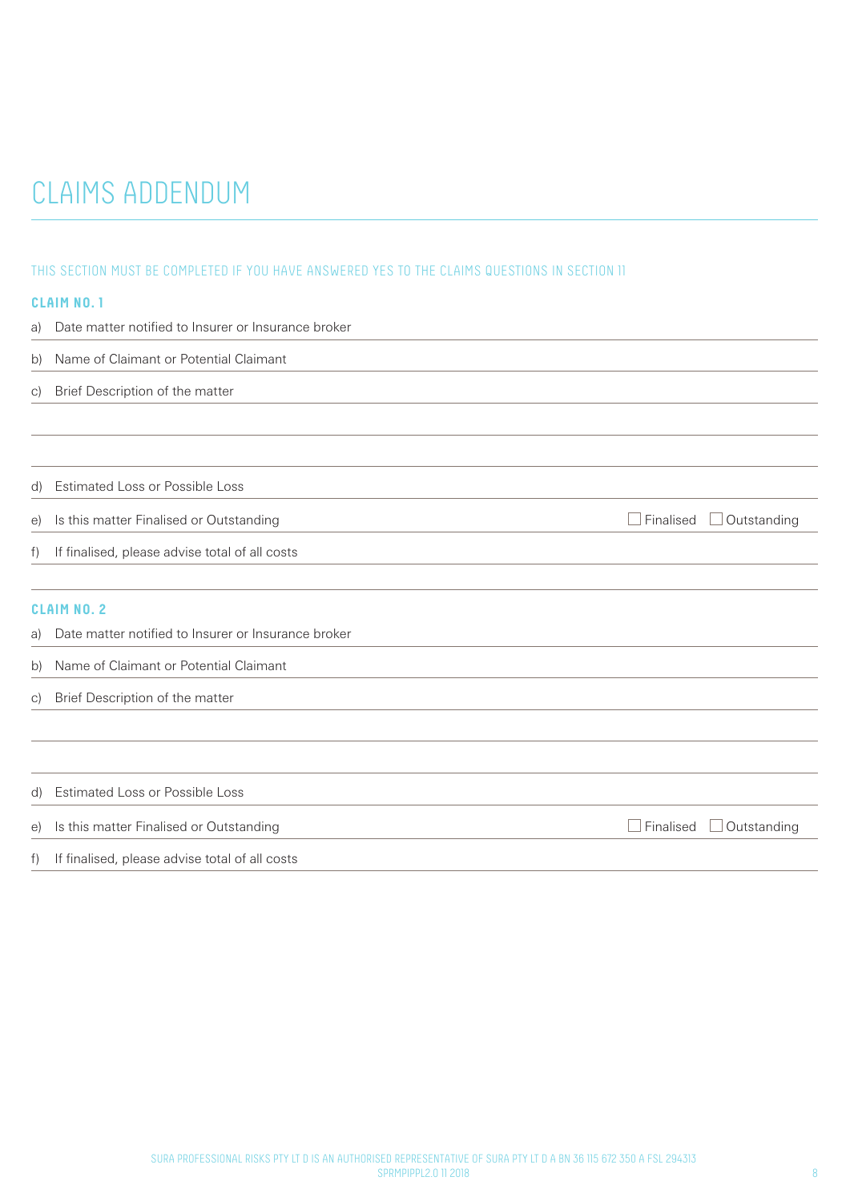# CLAIMS ADDENDUM

THIS SECTION MUST BE COMPLETED IF YOU HAVE ANSWERED YES TO THE CLAIMS QUESTIONS IN SECTION 11

**CLAIM NO. 1**

a) Date matter notified to Insurer or Insurance broker

b) Name of Claimant or Potential Claimant

c) Brief Description of the matter

d) Estimated Loss or Possible Loss

e) Is this matter Finalised or Outstanding ☐ Finalised ☐ Outstanding

f) If finalised, please advise total of all costs

**CLAIM NO. 2**

a) Date matter notified to Insurer or Insurance broker

b) Name of Claimant or Potential Claimant

c) Brief Description of the matter

d) Estimated Loss or Possible Loss

e) Is this matter Finalised or Outstanding ☐ Finalised ☐ Outstanding

f) If finalised, please advise total of all costs

SURA PROFESSIONAL RISKS PTY LTD IS AN AUTHORISED REPRESENTATIVE OF SURA PTY LTD ABN 36 115 672 350 AFSL 294313
SPRMPIPPL2.0 11 2018